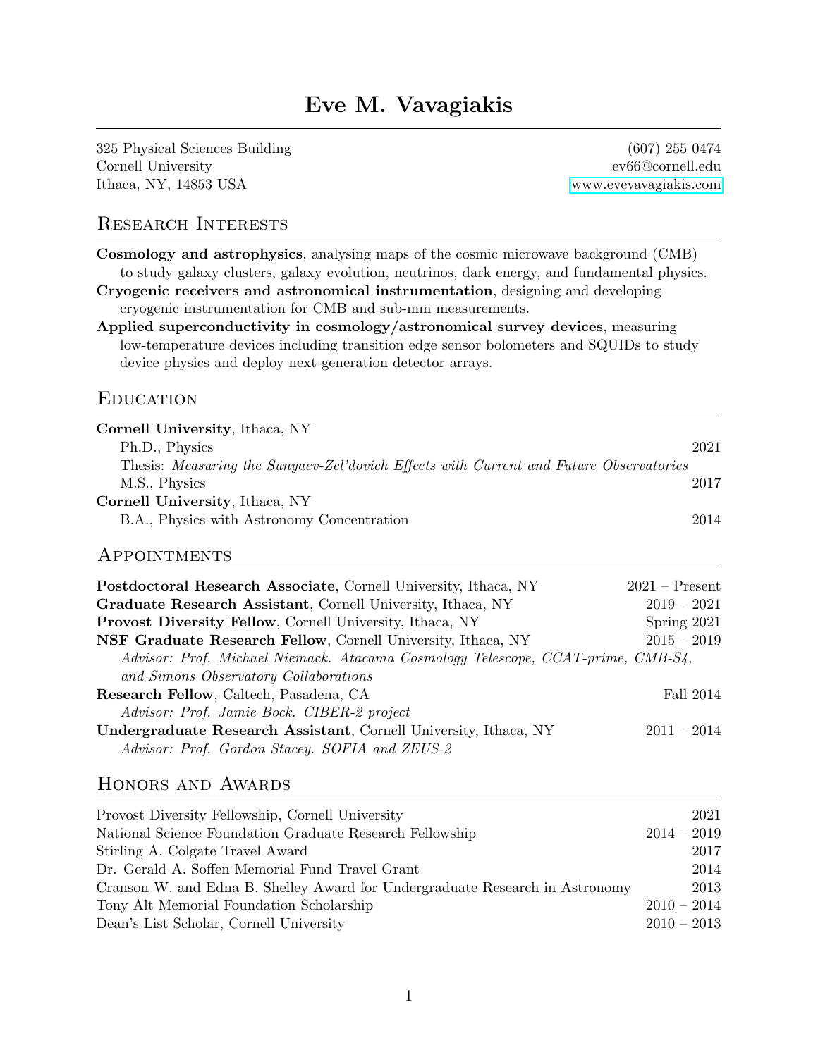# Eve M. Vavagiakis

325 Physical Sciences Building
Cornell University
Ithaca, NY, 14853 USA

(607) 255 0474
ev66@cornell.edu
www.evevavagiakis.com

## Research Interests

**Cosmology and astrophysics**, analysing maps of the cosmic microwave background (CMB) to study galaxy clusters, galaxy evolution, neutrinos, dark energy, and fundamental physics.

**Cryogenic receivers and astronomical instrumentation**, designing and developing cryogenic instrumentation for CMB and sub-mm measurements.

**Applied superconductivity in cosmology/astronomical survey devices**, measuring low-temperature devices including transition edge sensor bolometers and SQUIDs to study device physics and deploy next-generation detector arrays.

## Education

**Cornell University**, Ithaca, NY

- Ph.D., Physics — 2021
  - Thesis: *Measuring the Sunyaev-Zel'dovich Effects with Current and Future Observatories*
- M.S., Physics — 2017

**Cornell University**, Ithaca, NY

- B.A., Physics with Astronomy Concentration — 2014

## Appointments

**Postdoctoral Research Associate**, Cornell University, Ithaca, NY — 2021 – Present

**Graduate Research Assistant**, Cornell University, Ithaca, NY — 2019 – 2021

**Provost Diversity Fellow**, Cornell University, Ithaca, NY — Spring 2021

**NSF Graduate Research Fellow**, Cornell University, Ithaca, NY — 2015 – 2019
*Advisor: Prof. Michael Niemack. Atacama Cosmology Telescope, CCAT-prime, CMB-S4, and Simons Observatory Collaborations*

**Research Fellow**, Caltech, Pasadena, CA — Fall 2014
*Advisor: Prof. Jamie Bock. CIBER-2 project*

**Undergraduate Research Assistant**, Cornell University, Ithaca, NY — 2011 – 2014
*Advisor: Prof. Gordon Stacey. SOFIA and ZEUS-2*

## Honors and Awards

| Award | Year |
|---|---|
| Provost Diversity Fellowship, Cornell University | 2021 |
| National Science Foundation Graduate Research Fellowship | 2014 – 2019 |
| Stirling A. Colgate Travel Award | 2017 |
| Dr. Gerald A. Soffen Memorial Fund Travel Grant | 2014 |
| Cranson W. and Edna B. Shelley Award for Undergraduate Research in Astronomy | 2013 |
| Tony Alt Memorial Foundation Scholarship | 2010 – 2014 |
| Dean's List Scholar, Cornell University | 2010 – 2013 |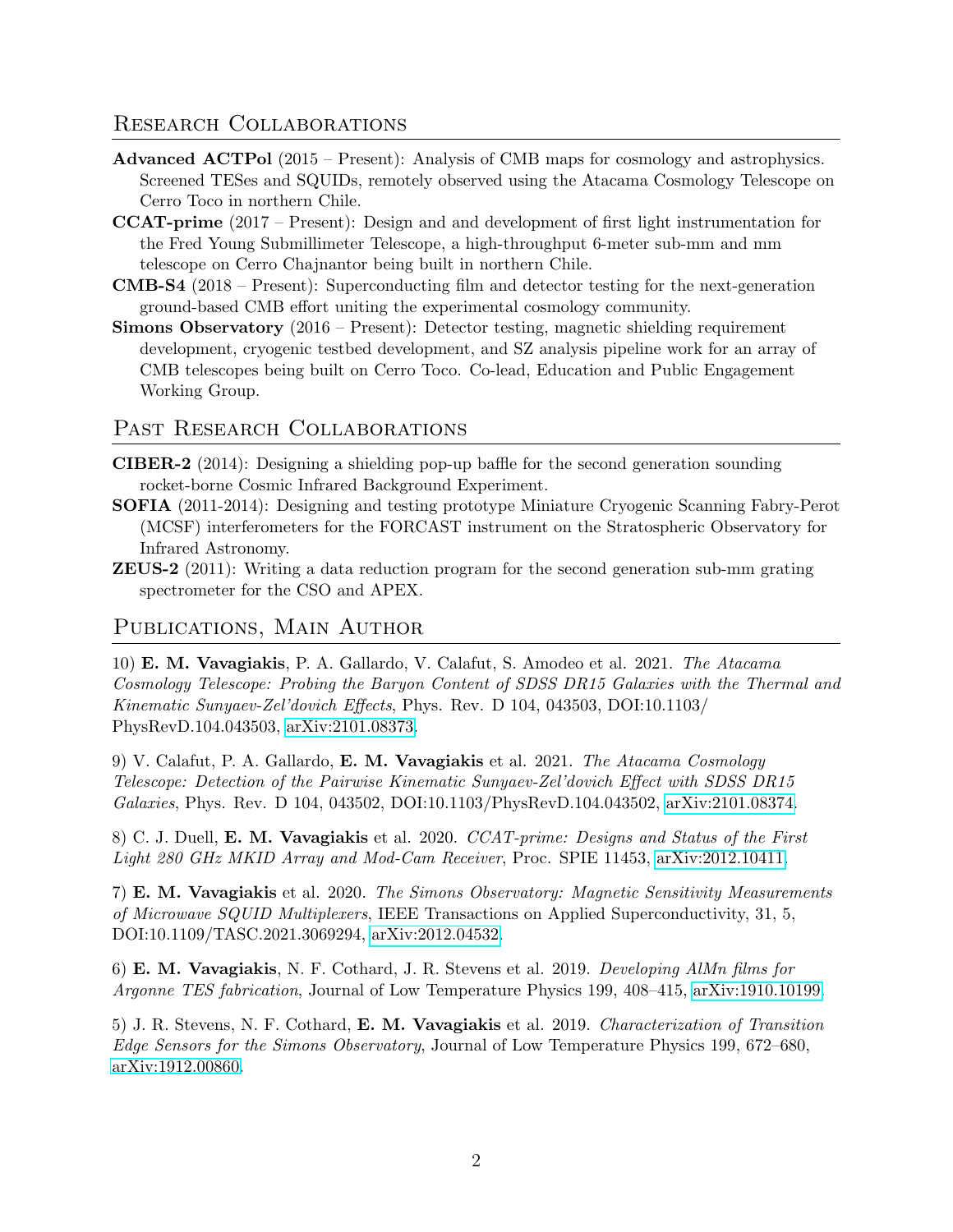## Research Collaborations

**Advanced ACTPol** (2015 – Present): Analysis of CMB maps for cosmology and astrophysics. Screened TESes and SQUIDs, remotely observed using the Atacama Cosmology Telescope on Cerro Toco in northern Chile.

**CCAT-prime** (2017 – Present): Design and and development of first light instrumentation for the Fred Young Submillimeter Telescope, a high-throughput 6-meter sub-mm and mm telescope on Cerro Chajnantor being built in northern Chile.

**CMB-S4** (2018 – Present): Superconducting film and detector testing for the next-generation ground-based CMB effort uniting the experimental cosmology community.

**Simons Observatory** (2016 – Present): Detector testing, magnetic shielding requirement development, cryogenic testbed development, and SZ analysis pipeline work for an array of CMB telescopes being built on Cerro Toco. Co-lead, Education and Public Engagement Working Group.

## Past Research Collaborations

**CIBER-2** (2014): Designing a shielding pop-up baffle for the second generation sounding rocket-borne Cosmic Infrared Background Experiment.

**SOFIA** (2011-2014): Designing and testing prototype Miniature Cryogenic Scanning Fabry-Perot (MCSF) interferometers for the FORCAST instrument on the Stratospheric Observatory for Infrared Astronomy.

**ZEUS-2** (2011): Writing a data reduction program for the second generation sub-mm grating spectrometer for the CSO and APEX.

## Publications, Main Author

10) **E. M. Vavagiakis**, P. A. Gallardo, V. Calafut, S. Amodeo et al. 2021. *The Atacama Cosmology Telescope: Probing the Baryon Content of SDSS DR15 Galaxies with the Thermal and Kinematic Sunyaev-Zel'dovich Effects*, Phys. Rev. D 104, 043503, DOI:10.1103/PhysRevD.104.043503, arXiv:2101.08373.

9) V. Calafut, P. A. Gallardo, **E. M. Vavagiakis** et al. 2021. *The Atacama Cosmology Telescope: Detection of the Pairwise Kinematic Sunyaev-Zel'dovich Effect with SDSS DR15 Galaxies*, Phys. Rev. D 104, 043502, DOI:10.1103/PhysRevD.104.043502, arXiv:2101.08374.

8) C. J. Duell, **E. M. Vavagiakis** et al. 2020. *CCAT-prime: Designs and Status of the First Light 280 GHz MKID Array and Mod-Cam Receiver*, Proc. SPIE 11453, arXiv:2012.10411.

7) **E. M. Vavagiakis** et al. 2020. *The Simons Observatory: Magnetic Sensitivity Measurements of Microwave SQUID Multiplexers*, IEEE Transactions on Applied Superconductivity, 31, 5, DOI:10.1109/TASC.2021.3069294, arXiv:2012.04532.

6) **E. M. Vavagiakis**, N. F. Cothard, J. R. Stevens et al. 2019. *Developing AlMn films for Argonne TES fabrication*, Journal of Low Temperature Physics 199, 408–415, arXiv:1910.10199.

5) J. R. Stevens, N. F. Cothard, **E. M. Vavagiakis** et al. 2019. *Characterization of Transition Edge Sensors for the Simons Observatory*, Journal of Low Temperature Physics 199, 672–680, arXiv:1912.00860.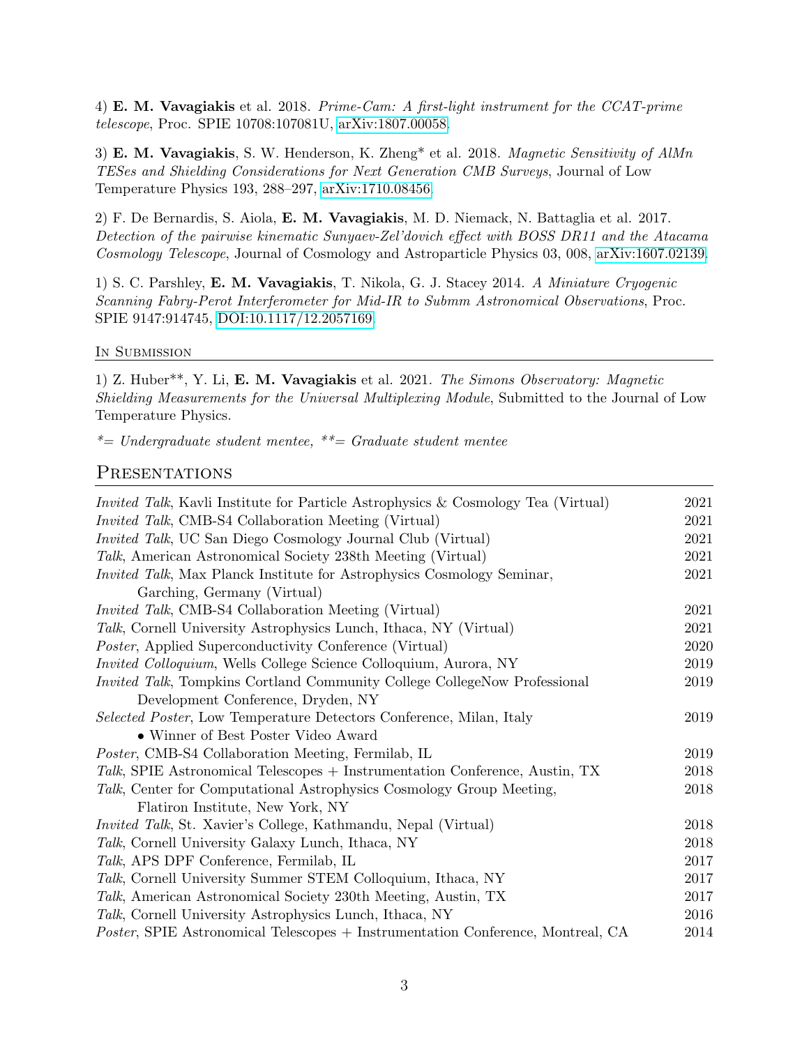4) **E. M. Vavagiakis** et al. 2018. *Prime-Cam: A first-light instrument for the CCAT-prime telescope*, Proc. SPIE 10708:107081U, arXiv:1807.00058.

3) **E. M. Vavagiakis**, S. W. Henderson, K. Zheng* et al. 2018. *Magnetic Sensitivity of AlMn TESes and Shielding Considerations for Next Generation CMB Surveys*, Journal of Low Temperature Physics 193, 288–297, arXiv:1710.08456.

2) F. De Bernardis, S. Aiola, **E. M. Vavagiakis**, M. D. Niemack, N. Battaglia et al. 2017. *Detection of the pairwise kinematic Sunyaev-Zel'dovich effect with BOSS DR11 and the Atacama Cosmology Telescope*, Journal of Cosmology and Astroparticle Physics 03, 008, arXiv:1607.02139.

1) S. C. Parshley, **E. M. Vavagiakis**, T. Nikola, G. J. Stacey 2014. *A Miniature Cryogenic Scanning Fabry-Perot Interferometer for Mid-IR to Submm Astronomical Observations*, Proc. SPIE 9147:914745, DOI:10.1117/12.2057169.

### In Submission

1) Z. Huber**, Y. Li, **E. M. Vavagiakis** et al. 2021. *The Simons Observatory: Magnetic Shielding Measurements for the Universal Multiplexing Module*, Submitted to the Journal of Low Temperature Physics.

*\*= Undergraduate student mentee, \*\*= Graduate student mentee*

## Presentations

| | |
|---|---|
| *Invited Talk*, Kavli Institute for Particle Astrophysics & Cosmology Tea (Virtual) | 2021 |
| *Invited Talk*, CMB-S4 Collaboration Meeting (Virtual) | 2021 |
| *Invited Talk*, UC San Diego Cosmology Journal Club (Virtual) | 2021 |
| *Talk*, American Astronomical Society 238th Meeting (Virtual) | 2021 |
| *Invited Talk*, Max Planck Institute for Astrophysics Cosmology Seminar, Garching, Germany (Virtual) | 2021 |
| *Invited Talk*, CMB-S4 Collaboration Meeting (Virtual) | 2021 |
| *Talk*, Cornell University Astrophysics Lunch, Ithaca, NY (Virtual) | 2021 |
| *Poster*, Applied Superconductivity Conference (Virtual) | 2020 |
| *Invited Colloquium*, Wells College Science Colloquium, Aurora, NY | 2019 |
| *Invited Talk*, Tompkins Cortland Community College CollegeNow Professional Development Conference, Dryden, NY | 2019 |
| *Selected Poster*, Low Temperature Detectors Conference, Milan, Italy<br>• Winner of Best Poster Video Award | 2019 |
| *Poster*, CMB-S4 Collaboration Meeting, Fermilab, IL | 2019 |
| *Talk*, SPIE Astronomical Telescopes + Instrumentation Conference, Austin, TX | 2018 |
| *Talk*, Center for Computational Astrophysics Cosmology Group Meeting, Flatiron Institute, New York, NY | 2018 |
| *Invited Talk*, St. Xavier's College, Kathmandu, Nepal (Virtual) | 2018 |
| *Talk*, Cornell University Galaxy Lunch, Ithaca, NY | 2018 |
| *Talk*, APS DPF Conference, Fermilab, IL | 2017 |
| *Talk*, Cornell University Summer STEM Colloquium, Ithaca, NY | 2017 |
| *Talk*, American Astronomical Society 230th Meeting, Austin, TX | 2017 |
| *Talk*, Cornell University Astrophysics Lunch, Ithaca, NY | 2016 |
| *Poster*, SPIE Astronomical Telescopes + Instrumentation Conference, Montreal, CA | 2014 |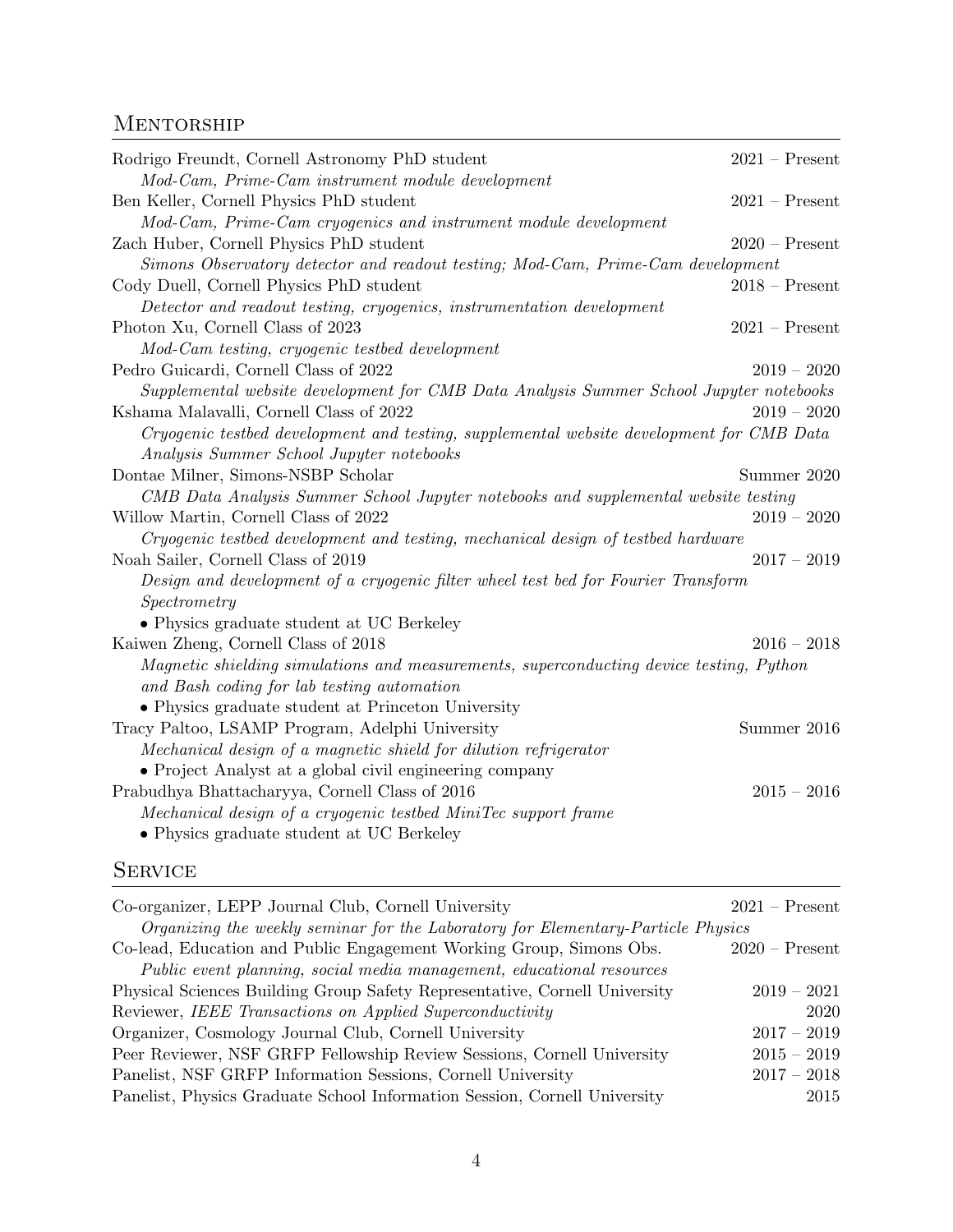## Mentorship

Rodrigo Freundt, Cornell Astronomy PhD student — 2021 – Present
*Mod-Cam, Prime-Cam instrument module development*

Ben Keller, Cornell Physics PhD student — 2021 – Present
*Mod-Cam, Prime-Cam cryogenics and instrument module development*

Zach Huber, Cornell Physics PhD student — 2020 – Present
*Simons Observatory detector and readout testing; Mod-Cam, Prime-Cam development*

Cody Duell, Cornell Physics PhD student — 2018 – Present
*Detector and readout testing, cryogenics, instrumentation development*

Photon Xu, Cornell Class of 2023 — 2021 – Present
*Mod-Cam testing, cryogenic testbed development*

Pedro Guicardi, Cornell Class of 2022 — 2019 – 2020
*Supplemental website development for CMB Data Analysis Summer School Jupyter notebooks*

Kshama Malavalli, Cornell Class of 2022 — 2019 – 2020
*Cryogenic testbed development and testing, supplemental website development for CMB Data Analysis Summer School Jupyter notebooks*

Dontae Milner, Simons-NSBP Scholar — Summer 2020
*CMB Data Analysis Summer School Jupyter notebooks and supplemental website testing*

Willow Martin, Cornell Class of 2022 — 2019 – 2020
*Cryogenic testbed development and testing, mechanical design of testbed hardware*

Noah Sailer, Cornell Class of 2019 — 2017 – 2019
*Design and development of a cryogenic filter wheel test bed for Fourier Transform Spectrometry*
- Physics graduate student at UC Berkeley

Kaiwen Zheng, Cornell Class of 2018 — 2016 – 2018
*Magnetic shielding simulations and measurements, superconducting device testing, Python and Bash coding for lab testing automation*
- Physics graduate student at Princeton University

Tracy Paltoo, LSAMP Program, Adelphi University — Summer 2016
*Mechanical design of a magnetic shield for dilution refrigerator*
- Project Analyst at a global civil engineering company

Prabudhya Bhattacharyya, Cornell Class of 2016 — 2015 – 2016
*Mechanical design of a cryogenic testbed MiniTec support frame*
- Physics graduate student at UC Berkeley

## Service

Co-organizer, LEPP Journal Club, Cornell University — 2021 – Present
*Organizing the weekly seminar for the Laboratory for Elementary-Particle Physics*

Co-lead, Education and Public Engagement Working Group, Simons Obs. — 2020 – Present
*Public event planning, social media management, educational resources*

Physical Sciences Building Group Safety Representative, Cornell University — 2019 – 2021

Reviewer, *IEEE Transactions on Applied Superconductivity* — 2020

Organizer, Cosmology Journal Club, Cornell University — 2017 – 2019

Peer Reviewer, NSF GRFP Fellowship Review Sessions, Cornell University — 2015 – 2019

Panelist, NSF GRFP Information Sessions, Cornell University — 2017 – 2018

Panelist, Physics Graduate School Information Session, Cornell University — 2015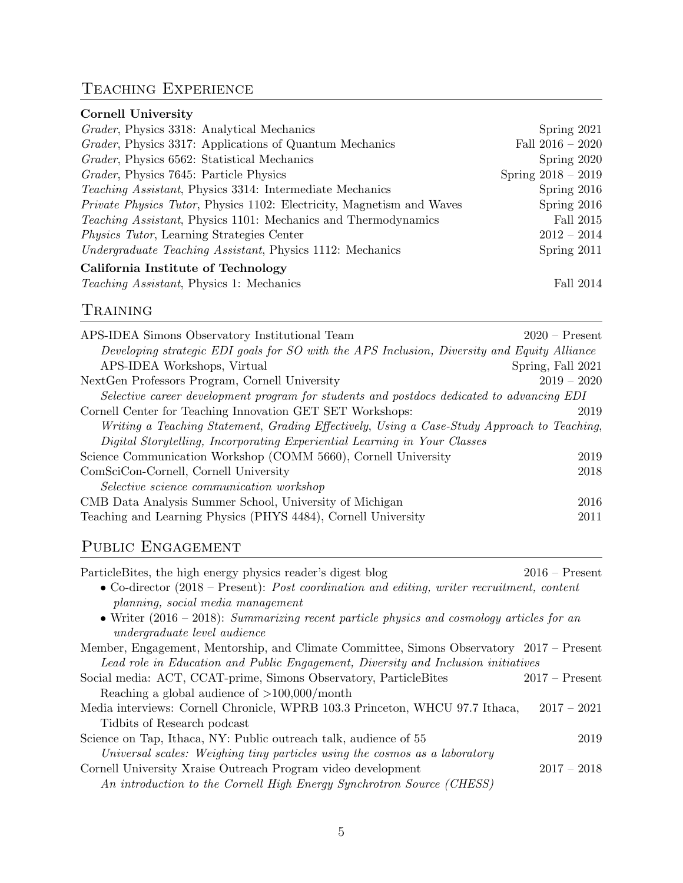## Teaching Experience

**Cornell University**

*Grader*, Physics 3318: Analytical Mechanics — Spring 2021
*Grader*, Physics 3317: Applications of Quantum Mechanics — Fall 2016 – 2020
*Grader*, Physics 6562: Statistical Mechanics — Spring 2020
*Grader*, Physics 7645: Particle Physics — Spring 2018 – 2019
*Teaching Assistant*, Physics 3314: Intermediate Mechanics — Spring 2016
*Private Physics Tutor*, Physics 1102: Electricity, Magnetism and Waves — Spring 2016
*Teaching Assistant*, Physics 1101: Mechanics and Thermodynamics — Fall 2015
*Physics Tutor*, Learning Strategies Center — 2012 – 2014
*Undergraduate Teaching Assistant*, Physics 1112: Mechanics — Spring 2011

**California Institute of Technology**

*Teaching Assistant*, Physics 1: Mechanics — Fall 2014

## Training

APS-IDEA Simons Observatory Institutional Team — 2020 – Present
*Developing strategic EDI goals for SO with the APS Inclusion, Diversity and Equity Alliance*
APS-IDEA Workshops, Virtual — Spring, Fall 2021

NextGen Professors Program, Cornell University — 2019 – 2020
*Selective career development program for students and postdocs dedicated to advancing EDI*

Cornell Center for Teaching Innovation GET SET Workshops: — 2019
*Writing a Teaching Statement, Grading Effectively, Using a Case-Study Approach to Teaching, Digital Storytelling, Incorporating Experiential Learning in Your Classes*

Science Communication Workshop (COMM 5660), Cornell University — 2019

ComSciCon-Cornell, Cornell University — 2018
*Selective science communication workshop*

CMB Data Analysis Summer School, University of Michigan — 2016

Teaching and Learning Physics (PHYS 4484), Cornell University — 2011

## Public Engagement

ParticleBites, the high energy physics reader's digest blog — 2016 – Present

- Co-director (2018 – Present): *Post coordination and editing, writer recruitment, content planning, social media management*
- Writer (2016 – 2018): *Summarizing recent particle physics and cosmology articles for an undergraduate level audience*

Member, Engagement, Mentorship, and Climate Committee, Simons Observatory — 2017 – Present
*Lead role in Education and Public Engagement, Diversity and Inclusion initiatives*

Social media: ACT, CCAT-prime, Simons Observatory, ParticleBites — 2017 – Present
Reaching a global audience of >100,000/month

Media interviews: Cornell Chronicle, WPRB 103.3 Princeton, WHCU 97.7 Ithaca, Tidbits of Research podcast — 2017 – 2021

Science on Tap, Ithaca, NY: Public outreach talk, audience of 55 — 2019
*Universal scales: Weighing tiny particles using the cosmos as a laboratory*

Cornell University Xraise Outreach Program video development — 2017 – 2018
*An introduction to the Cornell High Energy Synchrotron Source (CHESS)*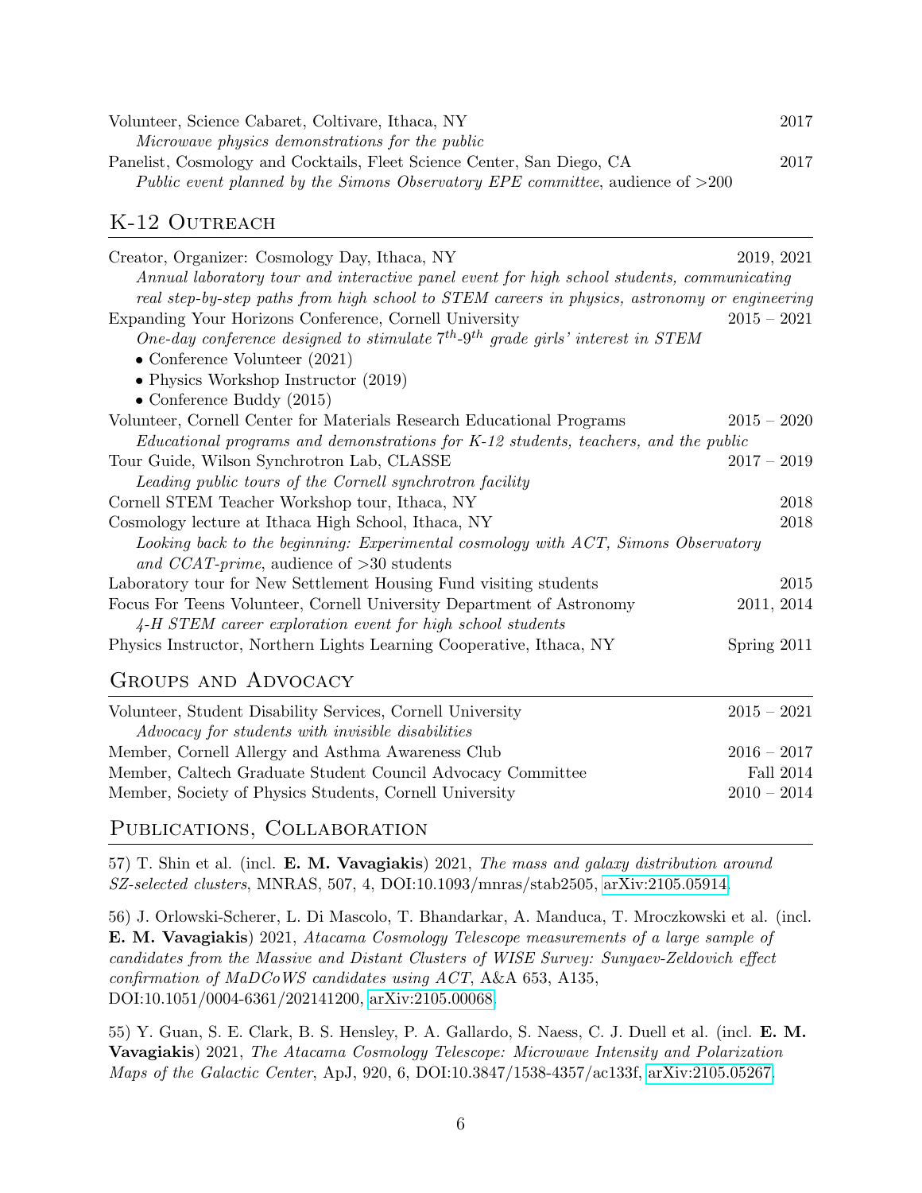Volunteer, Science Cabaret, Coltivare, Ithaca, NY — 2017
*Microwave physics demonstrations for the public*

Panelist, Cosmology and Cocktails, Fleet Science Center, San Diego, CA — 2017
*Public event planned by the Simons Observatory EPE committee*, audience of >200

## K-12 Outreach

Creator, Organizer: Cosmology Day, Ithaca, NY — 2019, 2021
*Annual laboratory tour and interactive panel event for high school students, communicating real step-by-step paths from high school to STEM careers in physics, astronomy or engineering*

Expanding Your Horizons Conference, Cornell University — 2015 – 2021
*One-day conference designed to stimulate $7^{th}$-$9^{th}$ grade girls' interest in STEM*

- Conference Volunteer (2021)
- Physics Workshop Instructor (2019)
- Conference Buddy (2015)

Volunteer, Cornell Center for Materials Research Educational Programs — 2015 – 2020
*Educational programs and demonstrations for K-12 students, teachers, and the public*

Tour Guide, Wilson Synchrotron Lab, CLASSE — 2017 – 2019
*Leading public tours of the Cornell synchrotron facility*

Cornell STEM Teacher Workshop tour, Ithaca, NY — 2018

Cosmology lecture at Ithaca High School, Ithaca, NY — 2018
*Looking back to the beginning: Experimental cosmology with ACT, Simons Observatory and CCAT-prime*, audience of >30 students

Laboratory tour for New Settlement Housing Fund visiting students — 2015

Focus For Teens Volunteer, Cornell University Department of Astronomy — 2011, 2014
*4-H STEM career exploration event for high school students*

Physics Instructor, Northern Lights Learning Cooperative, Ithaca, NY — Spring 2011

## Groups and Advocacy

Volunteer, Student Disability Services, Cornell University — 2015 – 2021
*Advocacy for students with invisible disabilities*

Member, Cornell Allergy and Asthma Awareness Club — 2016 – 2017

Member, Caltech Graduate Student Council Advocacy Committee — Fall 2014

Member, Society of Physics Students, Cornell University — 2010 – 2014

## Publications, Collaboration

57) T. Shin et al. (incl. **E. M. Vavagiakis**) 2021, *The mass and galaxy distribution around SZ-selected clusters*, MNRAS, 507, 4, DOI:10.1093/mnras/stab2505, arXiv:2105.05914.

56) J. Orlowski-Scherer, L. Di Mascolo, T. Bhandarkar, A. Manduca, T. Mroczkowski et al. (incl. **E. M. Vavagiakis**) 2021, *Atacama Cosmology Telescope measurements of a large sample of candidates from the Massive and Distant Clusters of WISE Survey: Sunyaev-Zeldovich effect confirmation of MaDCoWS candidates using ACT*, A&A 653, A135, DOI:10.1051/0004-6361/202141200, arXiv:2105.00068.

55) Y. Guan, S. E. Clark, B. S. Hensley, P. A. Gallardo, S. Naess, C. J. Duell et al. (incl. **E. M. Vavagiakis**) 2021, *The Atacama Cosmology Telescope: Microwave Intensity and Polarization Maps of the Galactic Center*, ApJ, 920, 6, DOI:10.3847/1538-4357/ac133f, arXiv:2105.05267.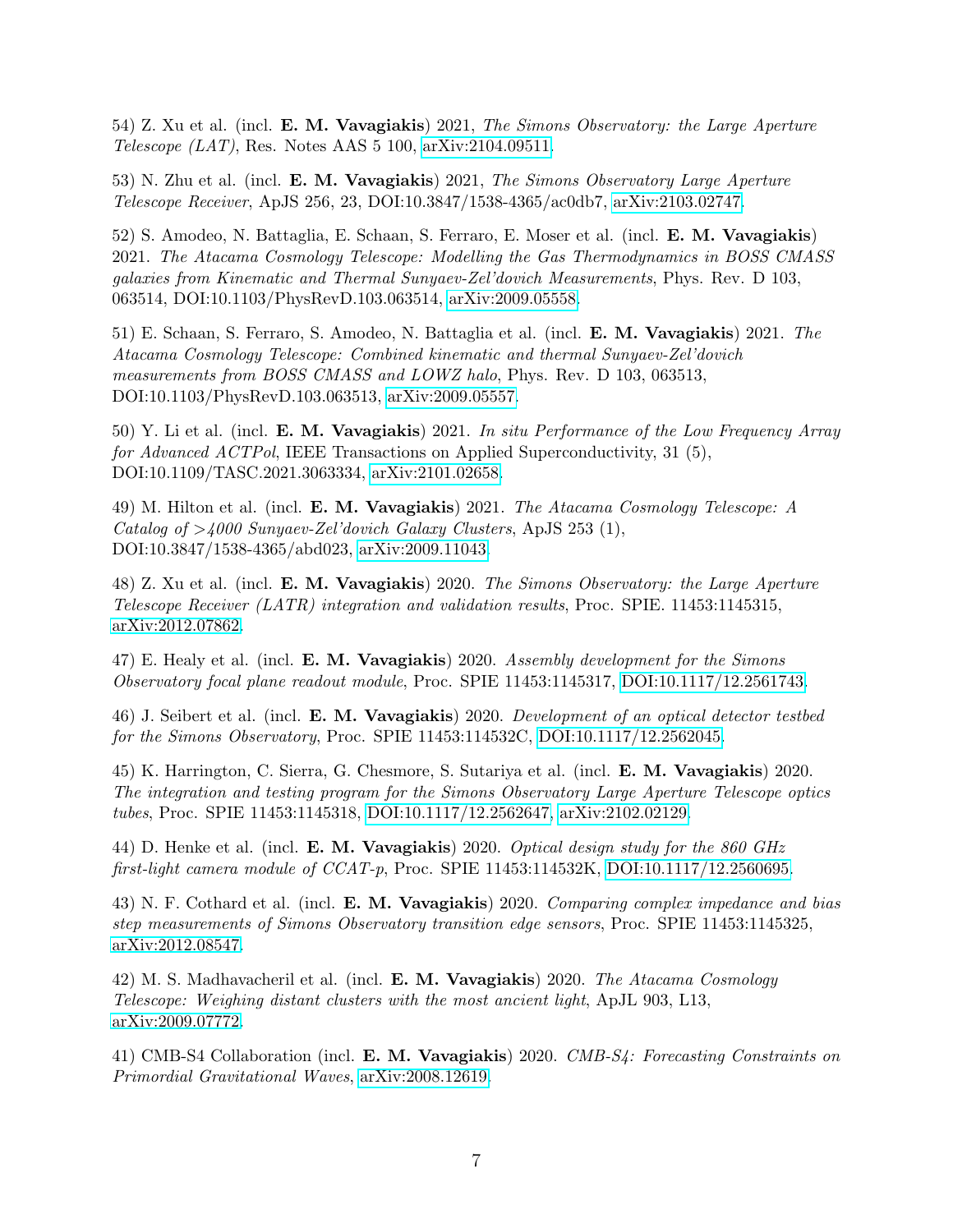54) Z. Xu et al. (incl. **E. M. Vavagiakis**) 2021, *The Simons Observatory: the Large Aperture Telescope (LAT)*, Res. Notes AAS 5 100, arXiv:2104.09511.

53) N. Zhu et al. (incl. **E. M. Vavagiakis**) 2021, *The Simons Observatory Large Aperture Telescope Receiver*, ApJS 256, 23, DOI:10.3847/1538-4365/ac0db7, arXiv:2103.02747.

52) S. Amodeo, N. Battaglia, E. Schaan, S. Ferraro, E. Moser et al. (incl. **E. M. Vavagiakis**) 2021. *The Atacama Cosmology Telescope: Modelling the Gas Thermodynamics in BOSS CMASS galaxies from Kinematic and Thermal Sunyaev-Zel'dovich Measurements*, Phys. Rev. D 103, 063514, DOI:10.1103/PhysRevD.103.063514, arXiv:2009.05558.

51) E. Schaan, S. Ferraro, S. Amodeo, N. Battaglia et al. (incl. **E. M. Vavagiakis**) 2021. *The Atacama Cosmology Telescope: Combined kinematic and thermal Sunyaev-Zel'dovich measurements from BOSS CMASS and LOWZ halo*, Phys. Rev. D 103, 063513, DOI:10.1103/PhysRevD.103.063513, arXiv:2009.05557.

50) Y. Li et al. (incl. **E. M. Vavagiakis**) 2021. *In situ Performance of the Low Frequency Array for Advanced ACTPol*, IEEE Transactions on Applied Superconductivity, 31 (5), DOI:10.1109/TASC.2021.3063334, arXiv:2101.02658.

49) M. Hilton et al. (incl. **E. M. Vavagiakis**) 2021. *The Atacama Cosmology Telescope: A Catalog of >4000 Sunyaev-Zel'dovich Galaxy Clusters*, ApJS 253 (1), DOI:10.3847/1538-4365/abd023, arXiv:2009.11043.

48) Z. Xu et al. (incl. **E. M. Vavagiakis**) 2020. *The Simons Observatory: the Large Aperture Telescope Receiver (LATR) integration and validation results*, Proc. SPIE. 11453:1145315, arXiv:2012.07862.

47) E. Healy et al. (incl. **E. M. Vavagiakis**) 2020. *Assembly development for the Simons Observatory focal plane readout module*, Proc. SPIE 11453:1145317, DOI:10.1117/12.2561743.

46) J. Seibert et al. (incl. **E. M. Vavagiakis**) 2020. *Development of an optical detector testbed for the Simons Observatory*, Proc. SPIE 11453:114532C, DOI:10.1117/12.2562045.

45) K. Harrington, C. Sierra, G. Chesmore, S. Sutariya et al. (incl. **E. M. Vavagiakis**) 2020. *The integration and testing program for the Simons Observatory Large Aperture Telescope optics tubes*, Proc. SPIE 11453:1145318, DOI:10.1117/12.2562647, arXiv:2102.02129.

44) D. Henke et al. (incl. **E. M. Vavagiakis**) 2020. *Optical design study for the 860 GHz first-light camera module of CCAT-p*, Proc. SPIE 11453:114532K, DOI:10.1117/12.2560695.

43) N. F. Cothard et al. (incl. **E. M. Vavagiakis**) 2020. *Comparing complex impedance and bias step measurements of Simons Observatory transition edge sensors*, Proc. SPIE 11453:1145325, arXiv:2012.08547.

42) M. S. Madhavacheril et al. (incl. **E. M. Vavagiakis**) 2020. *The Atacama Cosmology Telescope: Weighing distant clusters with the most ancient light*, ApJL 903, L13, arXiv:2009.07772.

41) CMB-S4 Collaboration (incl. **E. M. Vavagiakis**) 2020. *CMB-S4: Forecasting Constraints on Primordial Gravitational Waves*, arXiv:2008.12619.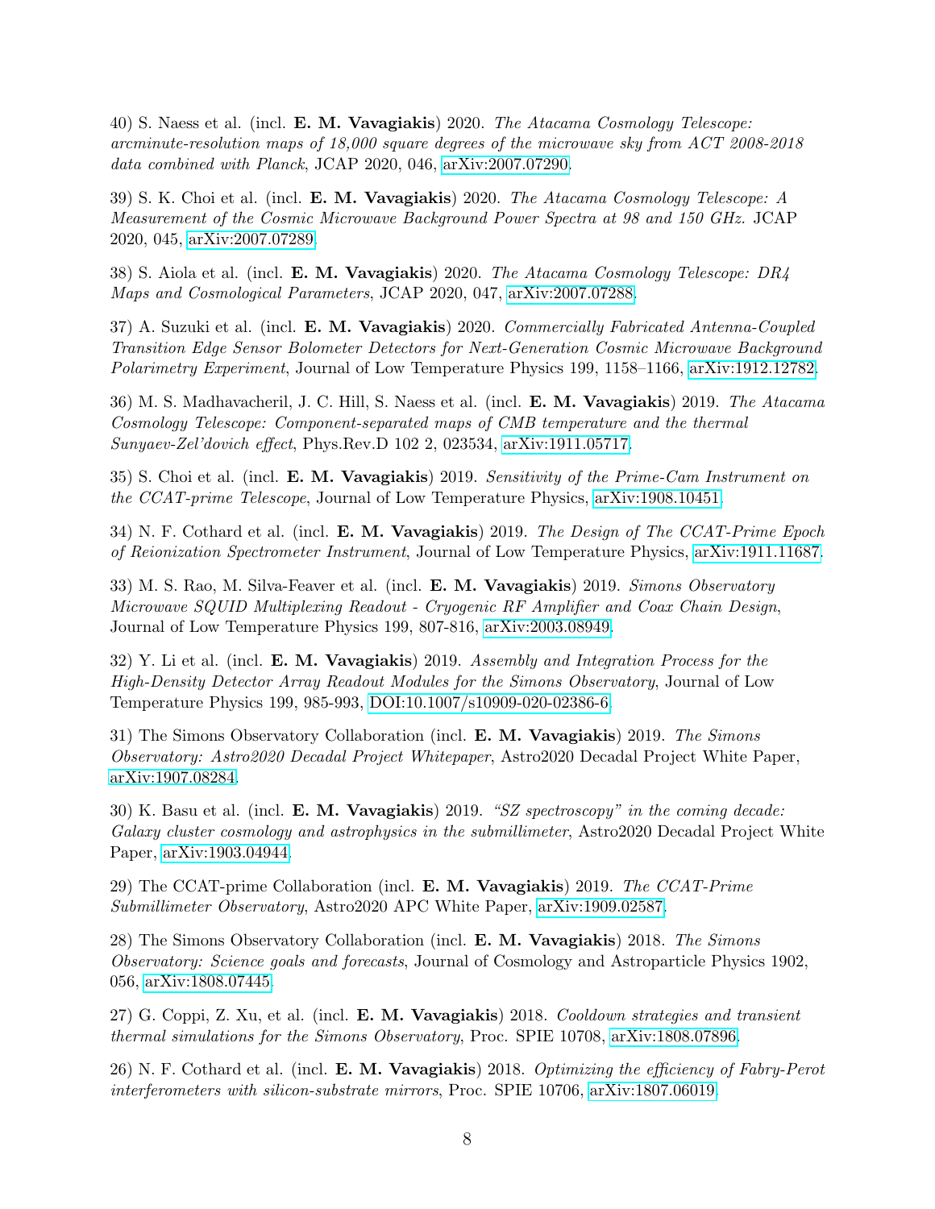40) S. Naess et al. (incl. **E. M. Vavagiakis**) 2020. *The Atacama Cosmology Telescope: arcminute-resolution maps of 18,000 square degrees of the microwave sky from ACT 2008-2018 data combined with Planck*, JCAP 2020, 046, arXiv:2007.07290.

39) S. K. Choi et al. (incl. **E. M. Vavagiakis**) 2020. *The Atacama Cosmology Telescope: A Measurement of the Cosmic Microwave Background Power Spectra at 98 and 150 GHz.* JCAP 2020, 045, arXiv:2007.07289.

38) S. Aiola et al. (incl. **E. M. Vavagiakis**) 2020. *The Atacama Cosmology Telescope: DR4 Maps and Cosmological Parameters*, JCAP 2020, 047, arXiv:2007.07288.

37) A. Suzuki et al. (incl. **E. M. Vavagiakis**) 2020. *Commercially Fabricated Antenna-Coupled Transition Edge Sensor Bolometer Detectors for Next-Generation Cosmic Microwave Background Polarimetry Experiment*, Journal of Low Temperature Physics 199, 1158–1166, arXiv:1912.12782.

36) M. S. Madhavacheril, J. C. Hill, S. Naess et al. (incl. **E. M. Vavagiakis**) 2019. *The Atacama Cosmology Telescope: Component-separated maps of CMB temperature and the thermal Sunyaev-Zel'dovich effect*, Phys.Rev.D 102 2, 023534, arXiv:1911.05717.

35) S. Choi et al. (incl. **E. M. Vavagiakis**) 2019. *Sensitivity of the Prime-Cam Instrument on the CCAT-prime Telescope*, Journal of Low Temperature Physics, arXiv:1908.10451.

34) N. F. Cothard et al. (incl. **E. M. Vavagiakis**) 2019. *The Design of The CCAT-Prime Epoch of Reionization Spectrometer Instrument*, Journal of Low Temperature Physics, arXiv:1911.11687.

33) M. S. Rao, M. Silva-Feaver et al. (incl. **E. M. Vavagiakis**) 2019. *Simons Observatory Microwave SQUID Multiplexing Readout - Cryogenic RF Amplifier and Coax Chain Design*, Journal of Low Temperature Physics 199, 807-816, arXiv:2003.08949.

32) Y. Li et al. (incl. **E. M. Vavagiakis**) 2019. *Assembly and Integration Process for the High-Density Detector Array Readout Modules for the Simons Observatory*, Journal of Low Temperature Physics 199, 985-993, DOI:10.1007/s10909-020-02386-6.

31) The Simons Observatory Collaboration (incl. **E. M. Vavagiakis**) 2019. *The Simons Observatory: Astro2020 Decadal Project Whitepaper*, Astro2020 Decadal Project White Paper, arXiv:1907.08284.

30) K. Basu et al. (incl. **E. M. Vavagiakis**) 2019. *"SZ spectroscopy" in the coming decade: Galaxy cluster cosmology and astrophysics in the submillimeter*, Astro2020 Decadal Project White Paper, arXiv:1903.04944.

29) The CCAT-prime Collaboration (incl. **E. M. Vavagiakis**) 2019. *The CCAT-Prime Submillimeter Observatory*, Astro2020 APC White Paper, arXiv:1909.02587.

28) The Simons Observatory Collaboration (incl. **E. M. Vavagiakis**) 2018. *The Simons Observatory: Science goals and forecasts*, Journal of Cosmology and Astroparticle Physics 1902, 056, arXiv:1808.07445.

27) G. Coppi, Z. Xu, et al. (incl. **E. M. Vavagiakis**) 2018. *Cooldown strategies and transient thermal simulations for the Simons Observatory*, Proc. SPIE 10708, arXiv:1808.07896.

26) N. F. Cothard et al. (incl. **E. M. Vavagiakis**) 2018. *Optimizing the efficiency of Fabry-Perot interferometers with silicon-substrate mirrors*, Proc. SPIE 10706, arXiv:1807.06019.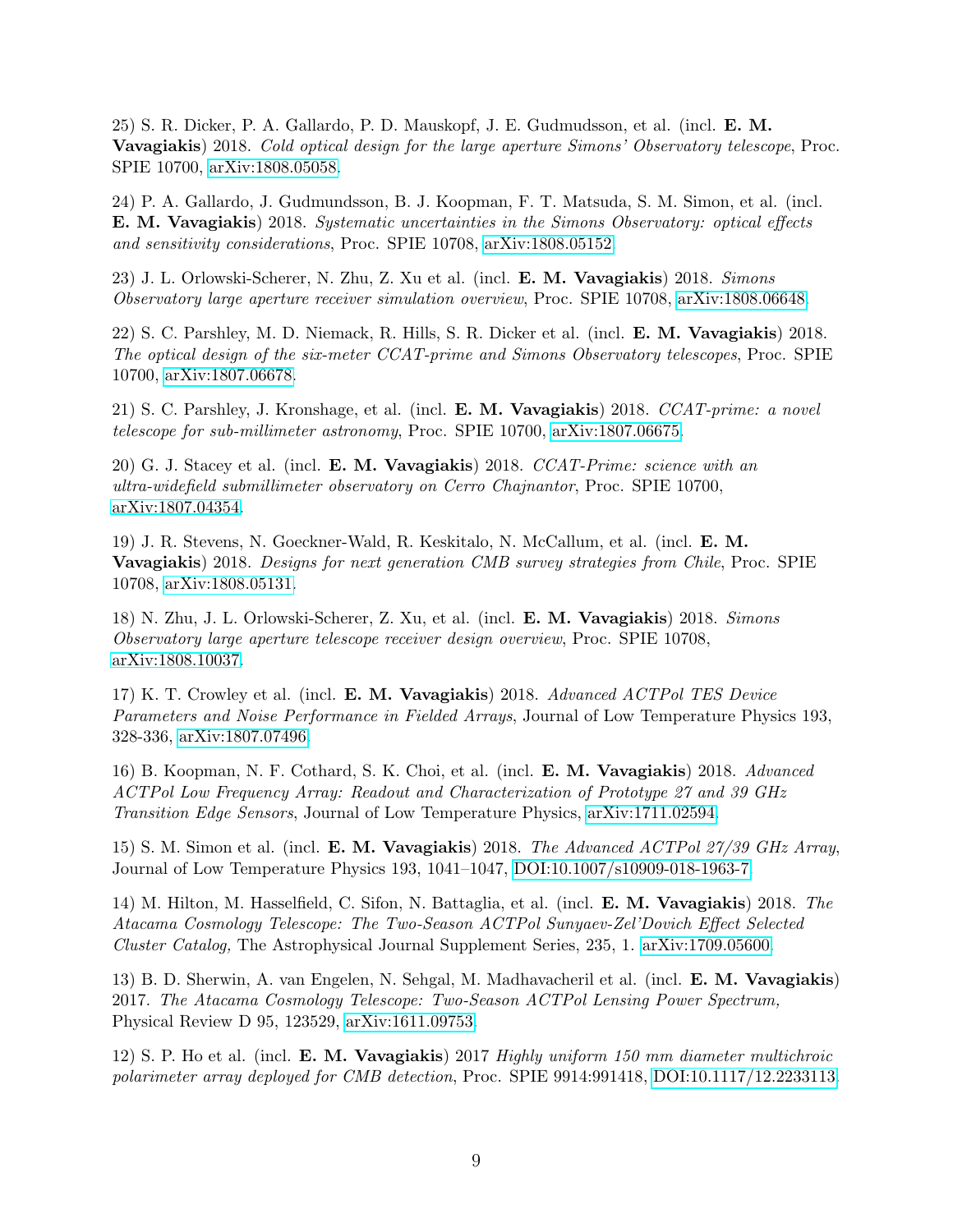25) S. R. Dicker, P. A. Gallardo, P. D. Mauskopf, J. E. Gudmudsson, et al. (incl. **E. M. Vavagiakis**) 2018. *Cold optical design for the large aperture Simons' Observatory telescope*, Proc. SPIE 10700, arXiv:1808.05058.

24) P. A. Gallardo, J. Gudmundsson, B. J. Koopman, F. T. Matsuda, S. M. Simon, et al. (incl. **E. M. Vavagiakis**) 2018. *Systematic uncertainties in the Simons Observatory: optical effects and sensitivity considerations*, Proc. SPIE 10708, arXiv:1808.05152.

23) J. L. Orlowski-Scherer, N. Zhu, Z. Xu et al. (incl. **E. M. Vavagiakis**) 2018. *Simons Observatory large aperture receiver simulation overview*, Proc. SPIE 10708, arXiv:1808.06648.

22) S. C. Parshley, M. D. Niemack, R. Hills, S. R. Dicker et al. (incl. **E. M. Vavagiakis**) 2018. *The optical design of the six-meter CCAT-prime and Simons Observatory telescopes*, Proc. SPIE 10700, arXiv:1807.06678.

21) S. C. Parshley, J. Kronshage, et al. (incl. **E. M. Vavagiakis**) 2018. *CCAT-prime: a novel telescope for sub-millimeter astronomy*, Proc. SPIE 10700, arXiv:1807.06675.

20) G. J. Stacey et al. (incl. **E. M. Vavagiakis**) 2018. *CCAT-Prime: science with an ultra-widefield submillimeter observatory on Cerro Chajnantor*, Proc. SPIE 10700, arXiv:1807.04354.

19) J. R. Stevens, N. Goeckner-Wald, R. Keskitalo, N. McCallum, et al. (incl. **E. M. Vavagiakis**) 2018. *Designs for next generation CMB survey strategies from Chile*, Proc. SPIE 10708, arXiv:1808.05131.

18) N. Zhu, J. L. Orlowski-Scherer, Z. Xu, et al. (incl. **E. M. Vavagiakis**) 2018. *Simons Observatory large aperture telescope receiver design overview*, Proc. SPIE 10708, arXiv:1808.10037.

17) K. T. Crowley et al. (incl. **E. M. Vavagiakis**) 2018. *Advanced ACTPol TES Device Parameters and Noise Performance in Fielded Arrays*, Journal of Low Temperature Physics 193, 328-336, arXiv:1807.07496.

16) B. Koopman, N. F. Cothard, S. K. Choi, et al. (incl. **E. M. Vavagiakis**) 2018. *Advanced ACTPol Low Frequency Array: Readout and Characterization of Prototype 27 and 39 GHz Transition Edge Sensors*, Journal of Low Temperature Physics, arXiv:1711.02594.

15) S. M. Simon et al. (incl. **E. M. Vavagiakis**) 2018. *The Advanced ACTPol 27/39 GHz Array*, Journal of Low Temperature Physics 193, 1041–1047, DOI:10.1007/s10909-018-1963-7.

14) M. Hilton, M. Hasselfield, C. Sifon, N. Battaglia, et al. (incl. **E. M. Vavagiakis**) 2018. *The Atacama Cosmology Telescope: The Two-Season ACTPol Sunyaev-Zel'Dovich Effect Selected Cluster Catalog,* The Astrophysical Journal Supplement Series, 235, 1. arXiv:1709.05600.

13) B. D. Sherwin, A. van Engelen, N. Sehgal, M. Madhavacheril et al. (incl. **E. M. Vavagiakis**) 2017. *The Atacama Cosmology Telescope: Two-Season ACTPol Lensing Power Spectrum,* Physical Review D 95, 123529, arXiv:1611.09753.

12) S. P. Ho et al. (incl. **E. M. Vavagiakis**) 2017 *Highly uniform 150 mm diameter multichroic polarimeter array deployed for CMB detection*, Proc. SPIE 9914:991418, DOI:10.1117/12.2233113.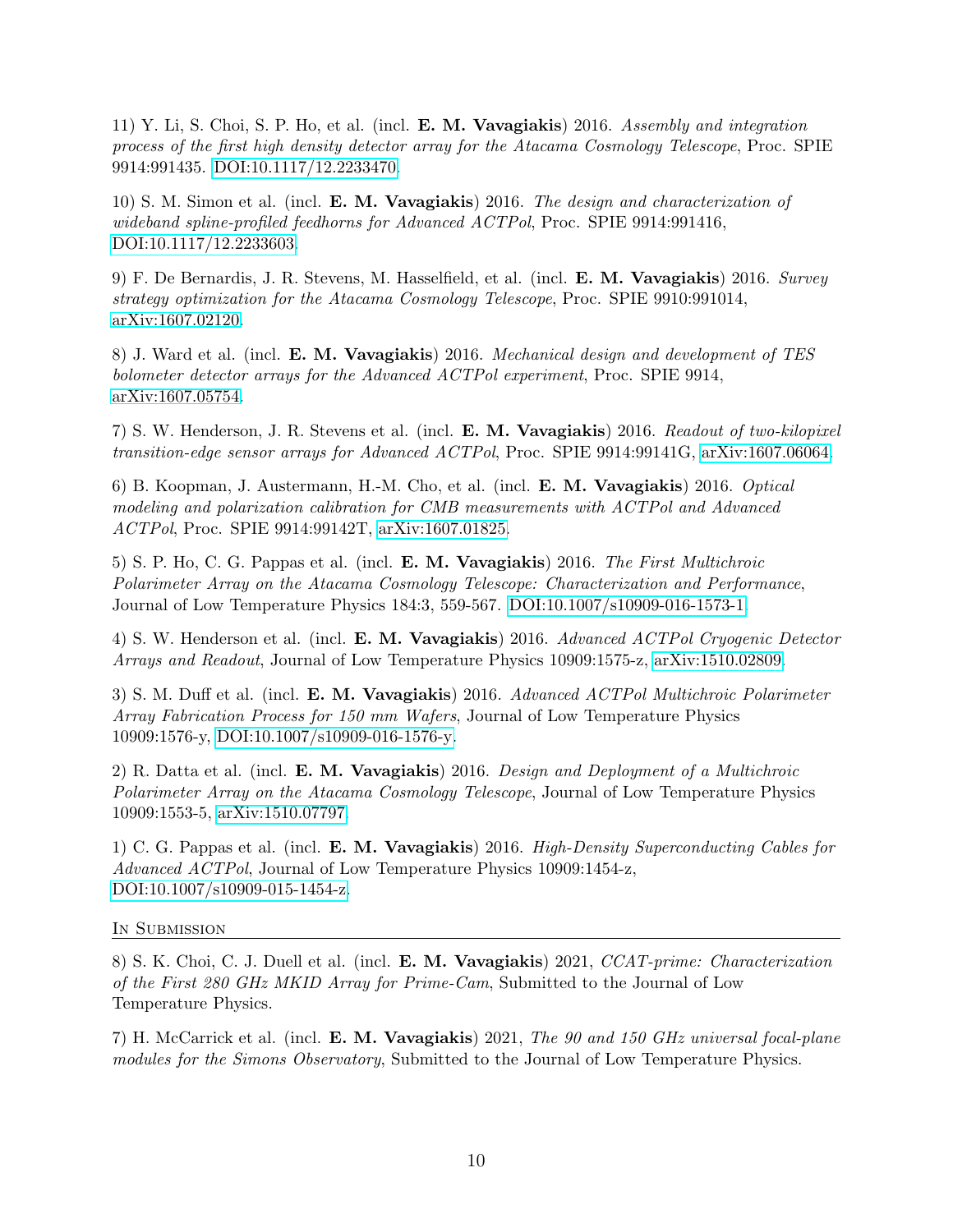11) Y. Li, S. Choi, S. P. Ho, et al. (incl. **E. M. Vavagiakis**) 2016. *Assembly and integration process of the first high density detector array for the Atacama Cosmology Telescope*, Proc. SPIE 9914:991435. DOI:10.1117/12.2233470.

10) S. M. Simon et al. (incl. **E. M. Vavagiakis**) 2016. *The design and characterization of wideband spline-profiled feedhorns for Advanced ACTPol*, Proc. SPIE 9914:991416, DOI:10.1117/12.2233603.

9) F. De Bernardis, J. R. Stevens, M. Hasselfield, et al. (incl. **E. M. Vavagiakis**) 2016. *Survey strategy optimization for the Atacama Cosmology Telescope*, Proc. SPIE 9910:991014, arXiv:1607.02120.

8) J. Ward et al. (incl. **E. M. Vavagiakis**) 2016. *Mechanical design and development of TES bolometer detector arrays for the Advanced ACTPol experiment*, Proc. SPIE 9914, arXiv:1607.05754.

7) S. W. Henderson, J. R. Stevens et al. (incl. **E. M. Vavagiakis**) 2016. *Readout of two-kilopixel transition-edge sensor arrays for Advanced ACTPol*, Proc. SPIE 9914:99141G, arXiv:1607.06064.

6) B. Koopman, J. Austermann, H.-M. Cho, et al. (incl. **E. M. Vavagiakis**) 2016. *Optical modeling and polarization calibration for CMB measurements with ACTPol and Advanced ACTPol*, Proc. SPIE 9914:99142T, arXiv:1607.01825.

5) S. P. Ho, C. G. Pappas et al. (incl. **E. M. Vavagiakis**) 2016. *The First Multichroic Polarimeter Array on the Atacama Cosmology Telescope: Characterization and Performance*, Journal of Low Temperature Physics 184:3, 559-567. DOI:10.1007/s10909-016-1573-1.

4) S. W. Henderson et al. (incl. **E. M. Vavagiakis**) 2016. *Advanced ACTPol Cryogenic Detector Arrays and Readout*, Journal of Low Temperature Physics 10909:1575-z, arXiv:1510.02809.

3) S. M. Duff et al. (incl. **E. M. Vavagiakis**) 2016. *Advanced ACTPol Multichroic Polarimeter Array Fabrication Process for 150 mm Wafers*, Journal of Low Temperature Physics 10909:1576-y, DOI:10.1007/s10909-016-1576-y.

2) R. Datta et al. (incl. **E. M. Vavagiakis**) 2016. *Design and Deployment of a Multichroic Polarimeter Array on the Atacama Cosmology Telescope*, Journal of Low Temperature Physics 10909:1553-5, arXiv:1510.07797.

1) C. G. Pappas et al. (incl. **E. M. Vavagiakis**) 2016. *High-Density Superconducting Cables for Advanced ACTPol*, Journal of Low Temperature Physics 10909:1454-z, DOI:10.1007/s10909-015-1454-z.

## In Submission

8) S. K. Choi, C. J. Duell et al. (incl. **E. M. Vavagiakis**) 2021, *CCAT-prime: Characterization of the First 280 GHz MKID Array for Prime-Cam*, Submitted to the Journal of Low Temperature Physics.

7) H. McCarrick et al. (incl. **E. M. Vavagiakis**) 2021, *The 90 and 150 GHz universal focal-plane modules for the Simons Observatory*, Submitted to the Journal of Low Temperature Physics.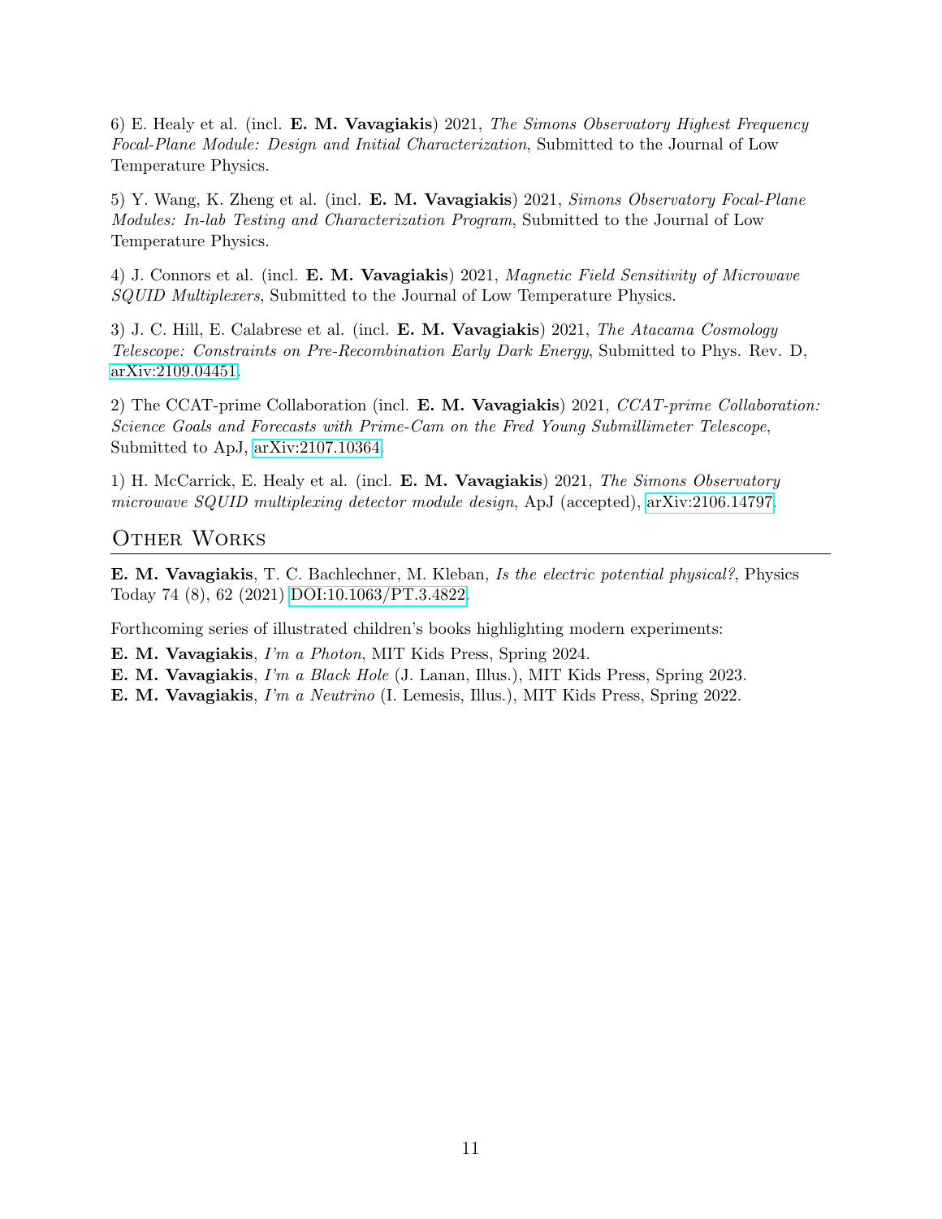6) E. Healy et al. (incl. **E. M. Vavagiakis**) 2021, *The Simons Observatory Highest Frequency Focal-Plane Module: Design and Initial Characterization*, Submitted to the Journal of Low Temperature Physics.

5) Y. Wang, K. Zheng et al. (incl. **E. M. Vavagiakis**) 2021, *Simons Observatory Focal-Plane Modules: In-lab Testing and Characterization Program*, Submitted to the Journal of Low Temperature Physics.

4) J. Connors et al. (incl. **E. M. Vavagiakis**) 2021, *Magnetic Field Sensitivity of Microwave SQUID Multiplexers*, Submitted to the Journal of Low Temperature Physics.

3) J. C. Hill, E. Calabrese et al. (incl. **E. M. Vavagiakis**) 2021, *The Atacama Cosmology Telescope: Constraints on Pre-Recombination Early Dark Energy*, Submitted to Phys. Rev. D, arXiv:2109.04451.

2) The CCAT-prime Collaboration (incl. **E. M. Vavagiakis**) 2021, *CCAT-prime Collaboration: Science Goals and Forecasts with Prime-Cam on the Fred Young Submillimeter Telescope*, Submitted to ApJ, arXiv:2107.10364.

1) H. McCarrick, E. Healy et al. (incl. **E. M. Vavagiakis**) 2021, *The Simons Observatory microwave SQUID multiplexing detector module design*, ApJ (accepted), arXiv:2106.14797.

## Other Works

**E. M. Vavagiakis**, T. C. Bachlechner, M. Kleban, *Is the electric potential physical?*, Physics Today 74 (8), 62 (2021) DOI:10.1063/PT.3.4822.

Forthcoming series of illustrated children's books highlighting modern experiments:

**E. M. Vavagiakis**, *I'm a Photon*, MIT Kids Press, Spring 2024.
**E. M. Vavagiakis**, *I'm a Black Hole* (J. Lanan, Illus.), MIT Kids Press, Spring 2023.
**E. M. Vavagiakis**, *I'm a Neutrino* (I. Lemesis, Illus.), MIT Kids Press, Spring 2022.